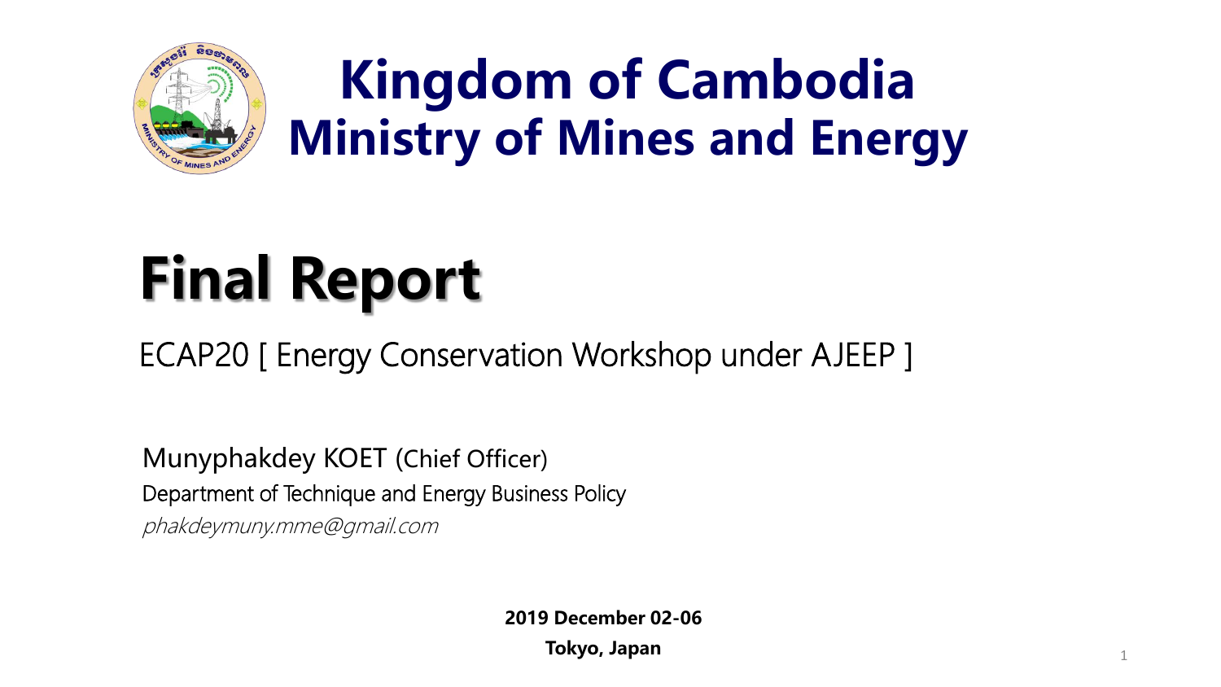# Kingdom of Cambodia
# Ministry of Mines and Energy

# Final Report

ECAP20 [ Energy Conservation Workshop under AJEEP ]

Munyphakdey KOET (Chief Officer)

Department of Technique and Energy Business Policy

*phakdeymuny.mme@gmail.com*

**2019 December 02-06**

**Tokyo, Japan**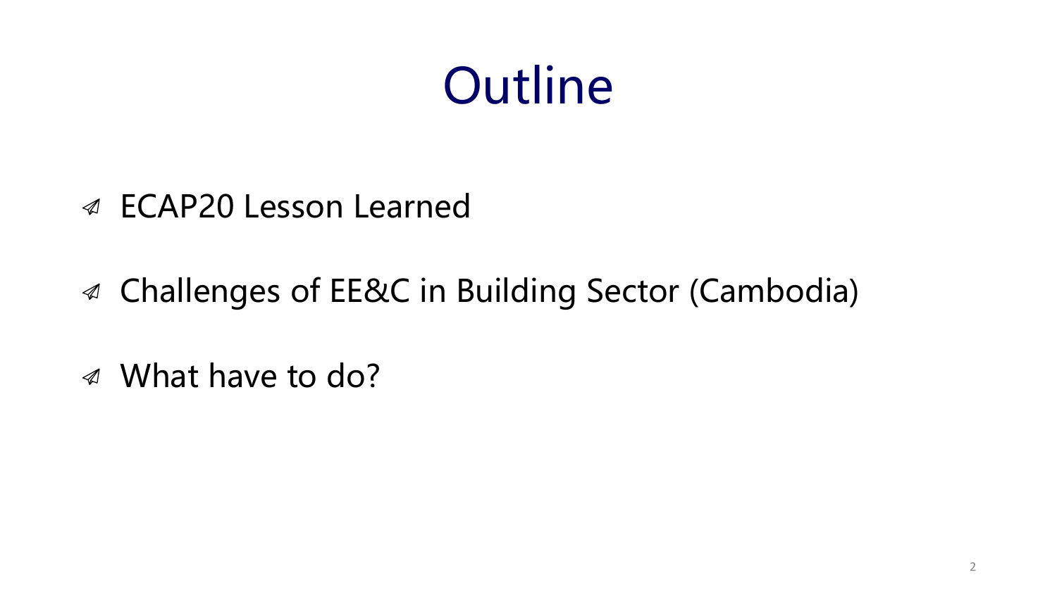# Outline

- ECAP20 Lesson Learned
- Challenges of EE&C in Building Sector (Cambodia)
- What have to do?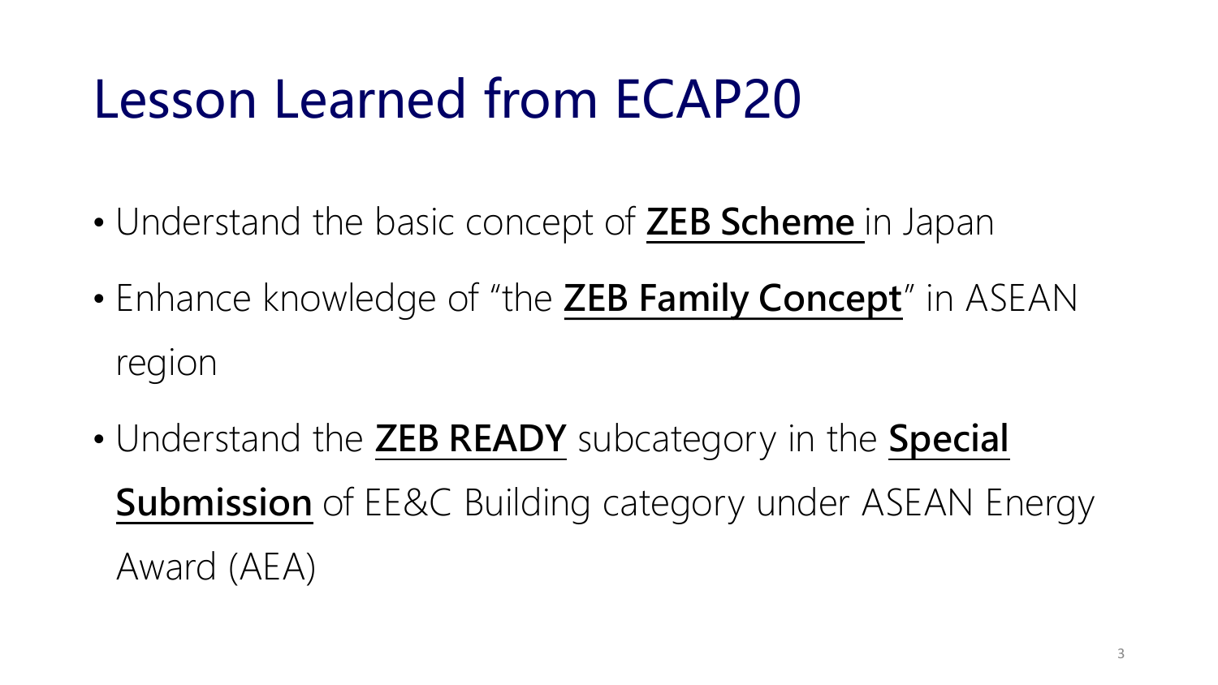# Lesson Learned from ECAP20

- Understand the basic concept of **ZEB Scheme** in Japan
- Enhance knowledge of "the **ZEB Family Concept**" in ASEAN region
- Understand the **ZEB READY** subcategory in the **Special Submission** of EE&C Building category under ASEAN Energy Award (AEA)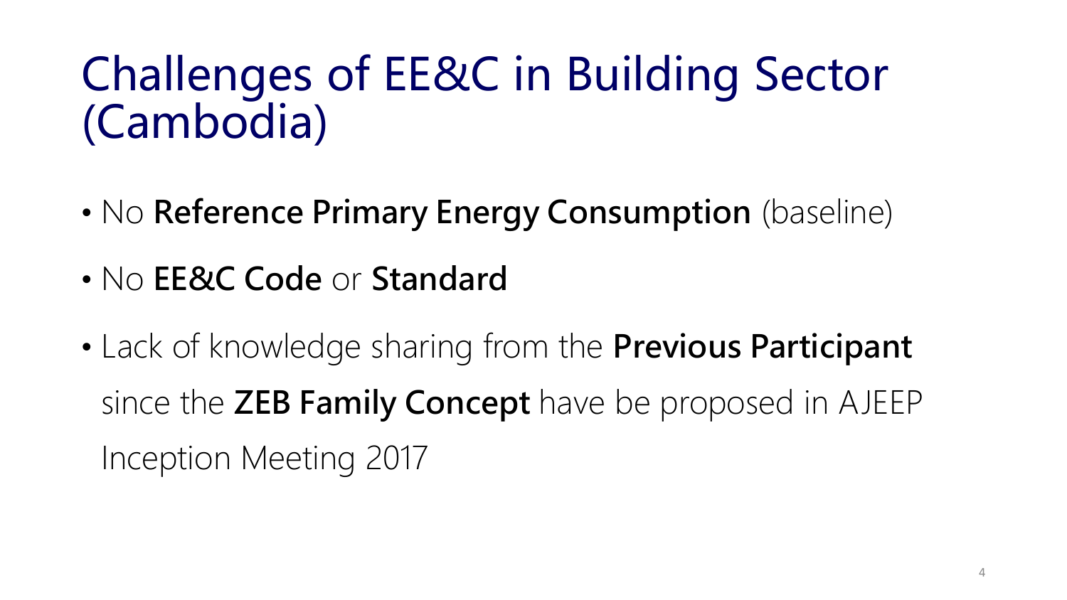# Challenges of EE&C in Building Sector (Cambodia)

- No **Reference Primary Energy Consumption** (baseline)
- No **EE&C Code** or **Standard**
- Lack of knowledge sharing from the **Previous Participant** since the **ZEB Family Concept** have be proposed in AJEEP Inception Meeting 2017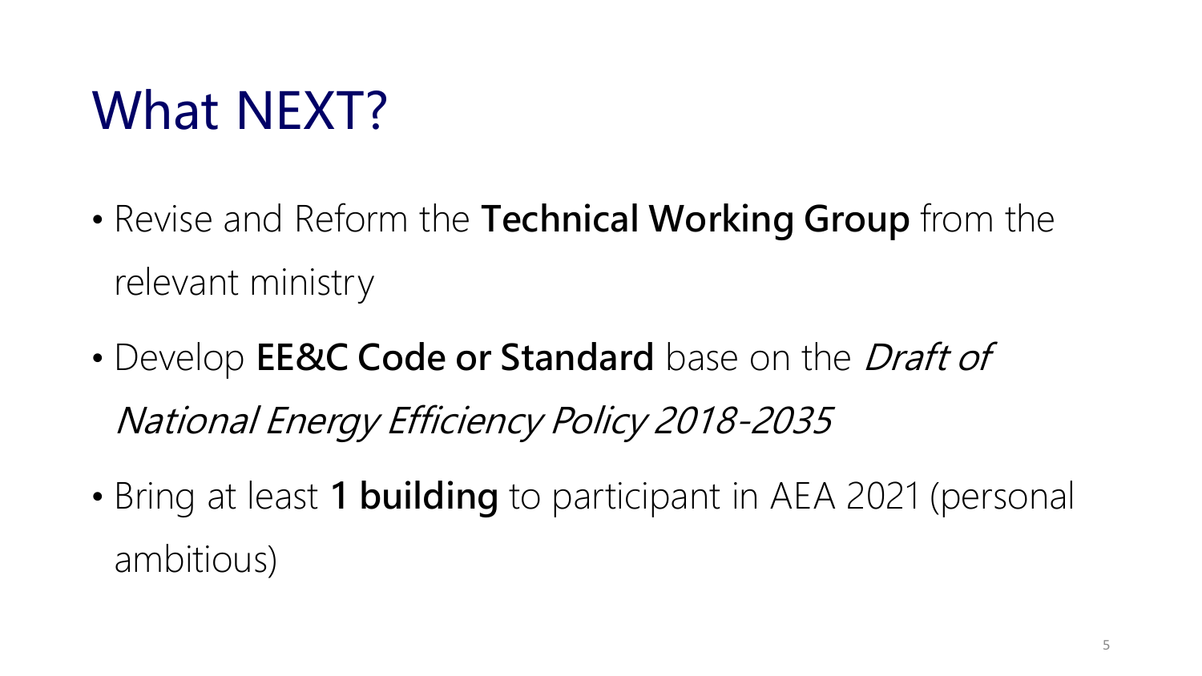# What NEXT?

- Revise and Reform the **Technical Working Group** from the relevant ministry
- Develop **EE&C Code or Standard** base on the *Draft of National Energy Efficiency Policy 2018-2035*
- Bring at least **1 building** to participant in AEA 2021 (personal ambitious)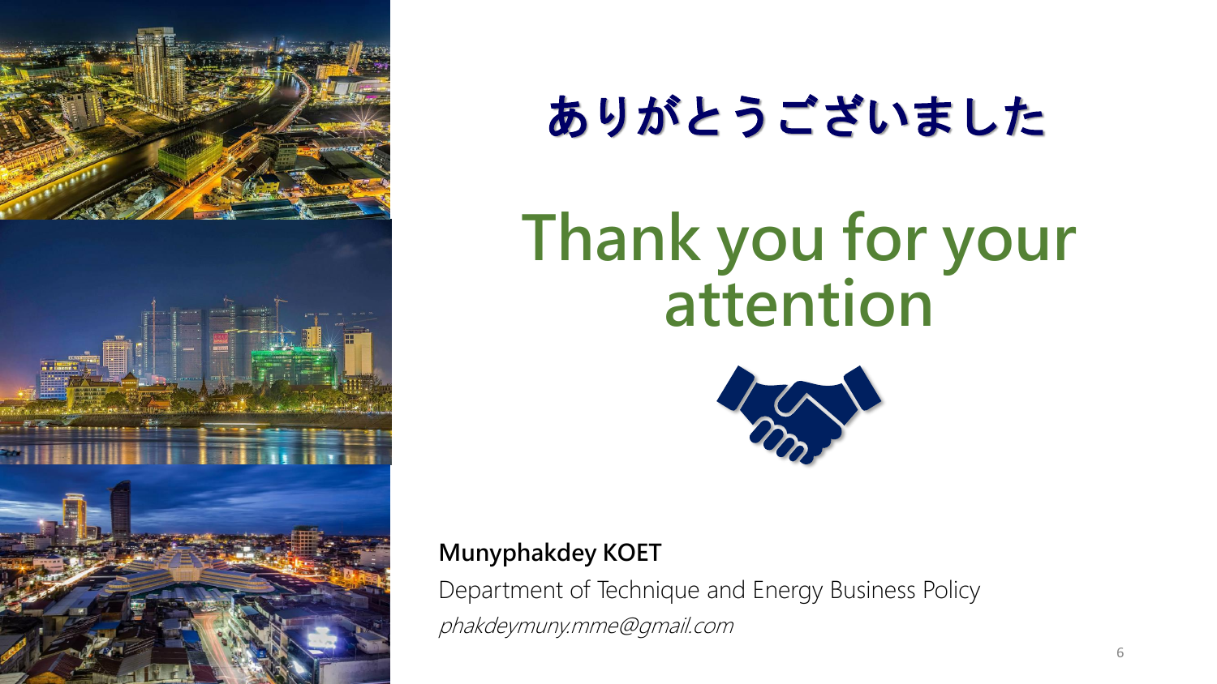# ありがとうございました

# Thank you for your attention

**Munyphakdey KOET**

Department of Technique and Energy Business Policy

*phakdeymuny.mme@gmail.com*